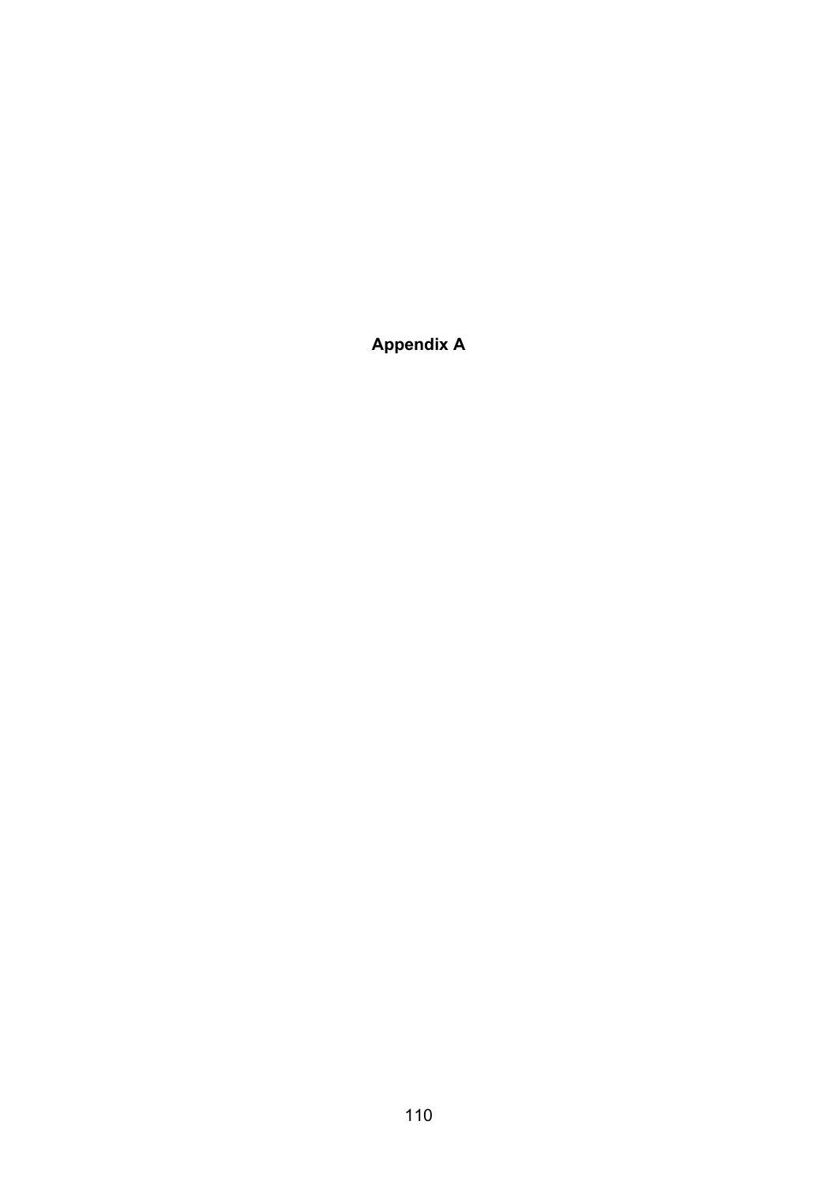# Appendix A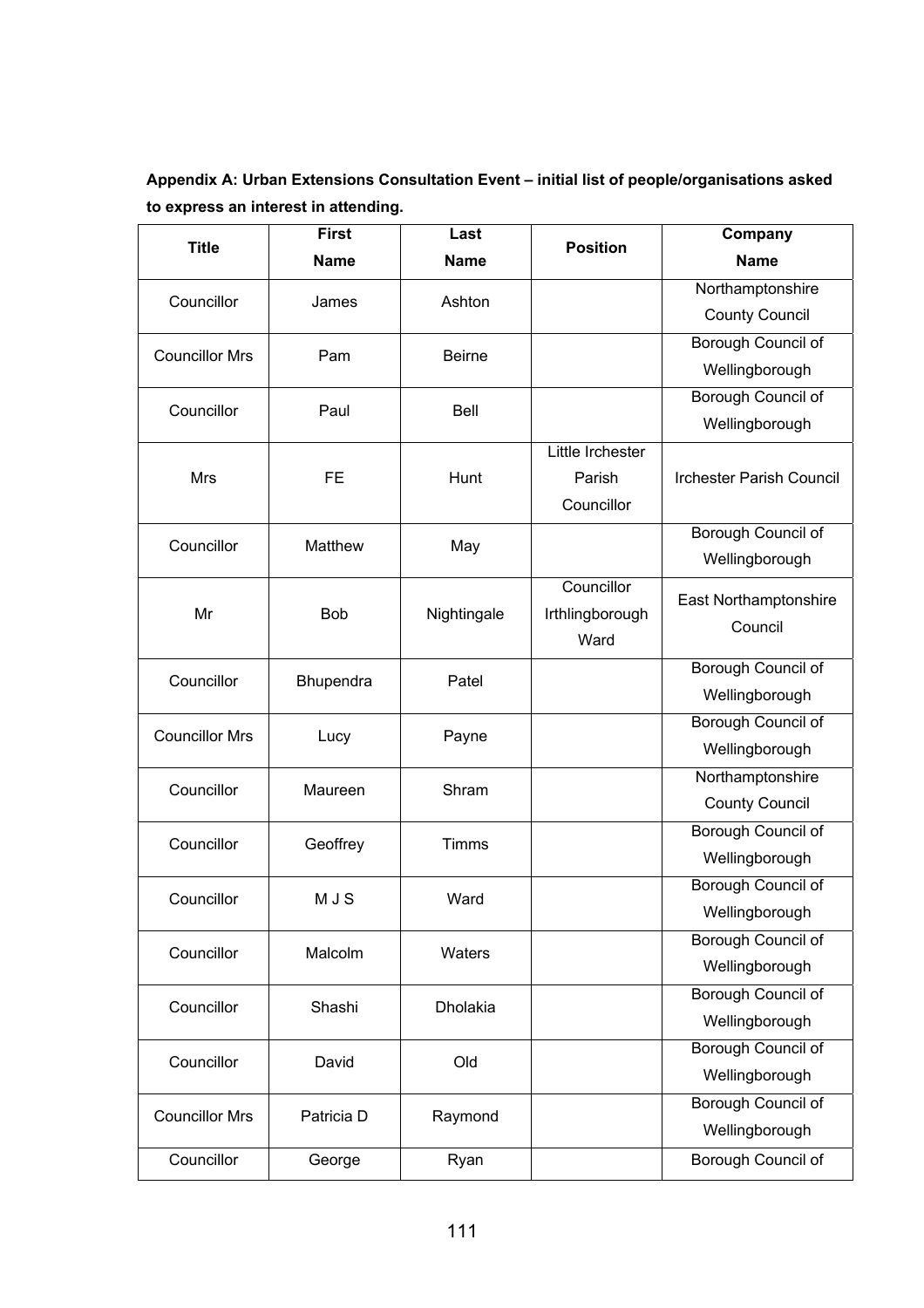**Appendix A: Urban Extensions Consultation Event – initial list of people/organisations asked to express an interest in attending.**

| Title | First Name | Last Name | Position | Company Name |
|---|---|---|---|---|
| Councillor | James | Ashton | | Northamptonshire County Council |
| Councillor Mrs | Pam | Beirne | | Borough Council of Wellingborough |
| Councillor | Paul | Bell | | Borough Council of Wellingborough |
| Mrs | FE | Hunt | Little Irchester Parish Councillor | Irchester Parish Council |
| Councillor | Matthew | May | | Borough Council of Wellingborough |
| Mr | Bob | Nightingale | Councillor Irthlingborough Ward | East Northamptonshire Council |
| Councillor | Bhupendra | Patel | | Borough Council of Wellingborough |
| Councillor Mrs | Lucy | Payne | | Borough Council of Wellingborough |
| Councillor | Maureen | Shram | | Northamptonshire County Council |
| Councillor | Geoffrey | Timms | | Borough Council of Wellingborough |
| Councillor | M J S | Ward | | Borough Council of Wellingborough |
| Councillor | Malcolm | Waters | | Borough Council of Wellingborough |
| Councillor | Shashi | Dholakia | | Borough Council of Wellingborough |
| Councillor | David | Old | | Borough Council of Wellingborough |
| Councillor Mrs | Patricia D | Raymond | | Borough Council of Wellingborough |
| Councillor | George | Ryan | | Borough Council of |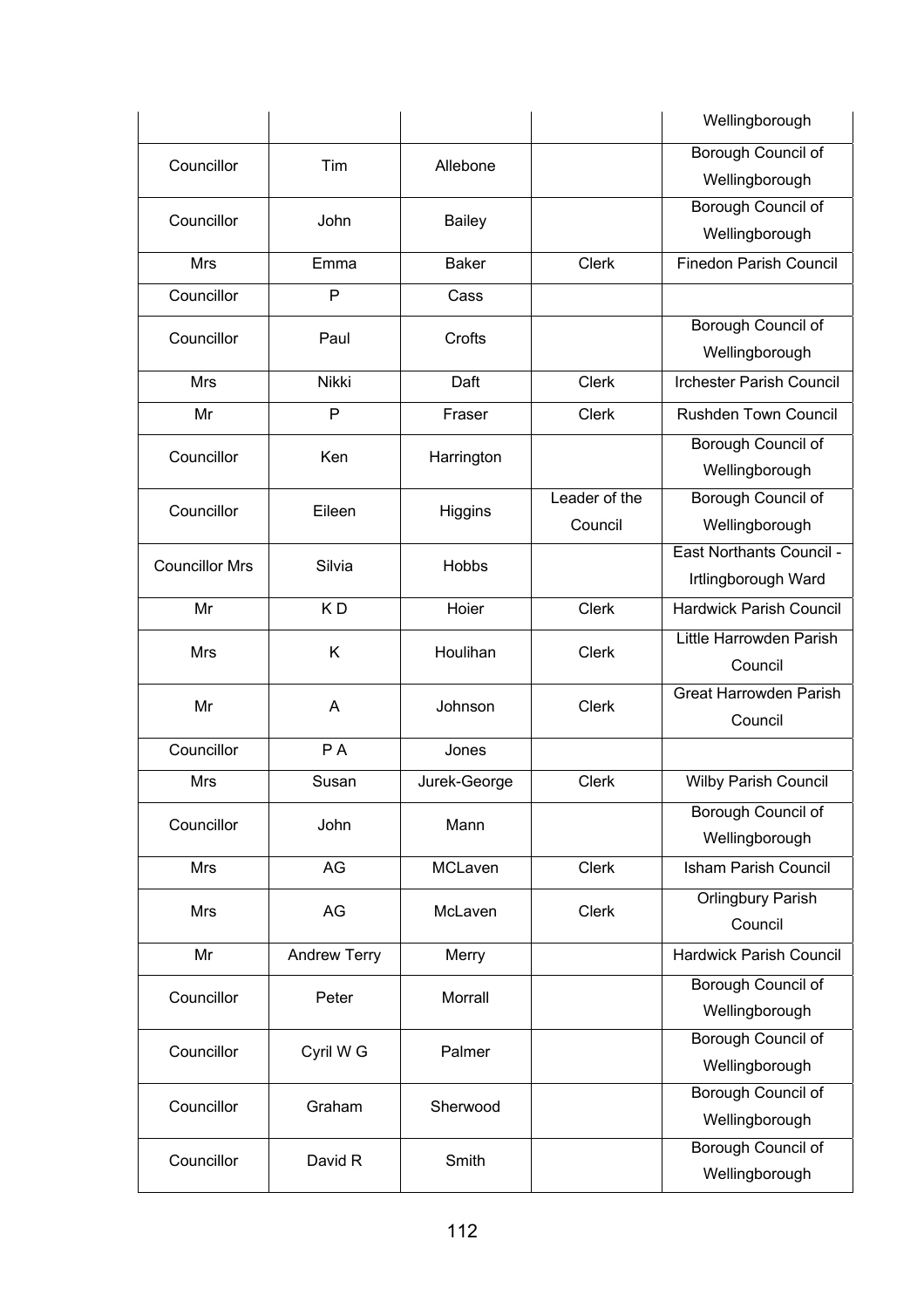| | | | | Wellingborough |
|---|---|---|---|---|
| Councillor | Tim | Allebone | | Borough Council of Wellingborough |
| Councillor | John | Bailey | | Borough Council of Wellingborough |
| Mrs | Emma | Baker | Clerk | Finedon Parish Council |
| Councillor | P | Cass | | |
| Councillor | Paul | Crofts | | Borough Council of Wellingborough |
| Mrs | Nikki | Daft | Clerk | Irchester Parish Council |
| Mr | P | Fraser | Clerk | Rushden Town Council |
| Councillor | Ken | Harrington | | Borough Council of Wellingborough |
| Councillor | Eileen | Higgins | Leader of the Council | Borough Council of Wellingborough |
| Councillor Mrs | Silvia | Hobbs | | East Northants Council - Irtlingborough Ward |
| Mr | K D | Hoier | Clerk | Hardwick Parish Council |
| Mrs | K | Houlihan | Clerk | Little Harrowden Parish Council |
| Mr | A | Johnson | Clerk | Great Harrowden Parish Council |
| Councillor | P A | Jones | | |
| Mrs | Susan | Jurek-George | Clerk | Wilby Parish Council |
| Councillor | John | Mann | | Borough Council of Wellingborough |
| Mrs | AG | MCLaven | Clerk | Isham Parish Council |
| Mrs | AG | McLaven | Clerk | Orlingbury Parish Council |
| Mr | Andrew Terry | Merry | | Hardwick Parish Council |
| Councillor | Peter | Morrall | | Borough Council of Wellingborough |
| Councillor | Cyril W G | Palmer | | Borough Council of Wellingborough |
| Councillor | Graham | Sherwood | | Borough Council of Wellingborough |
| Councillor | David R | Smith | | Borough Council of Wellingborough |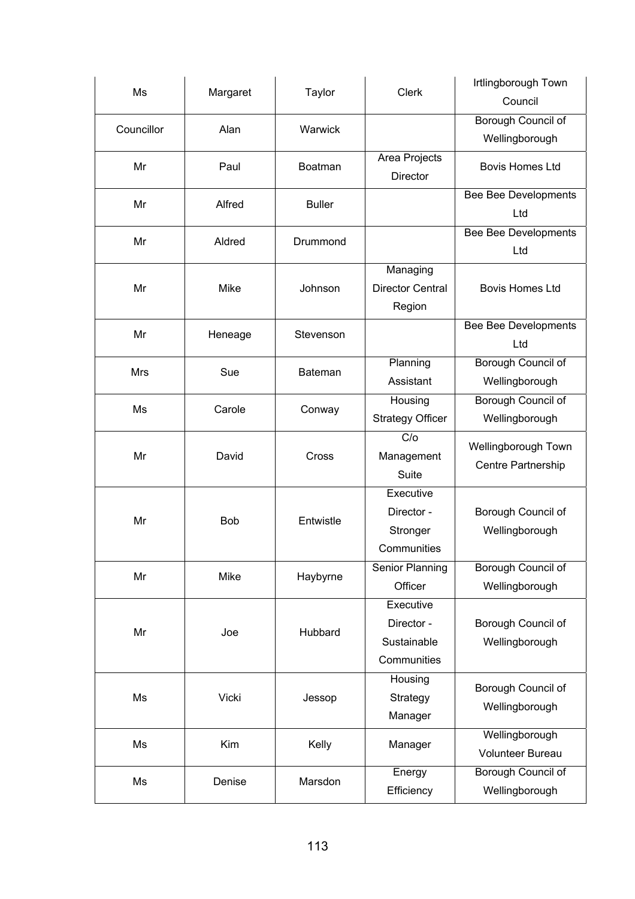| | | | | |
|---|---|---|---|---|
| Ms | Margaret | Taylor | Clerk | Irtlingborough Town Council |
| Councillor | Alan | Warwick | | Borough Council of Wellingborough |
| Mr | Paul | Boatman | Area Projects Director | Bovis Homes Ltd |
| Mr | Alfred | Buller | | Bee Bee Developments Ltd |
| Mr | Aldred | Drummond | | Bee Bee Developments Ltd |
| Mr | Mike | Johnson | Managing Director Central Region | Bovis Homes Ltd |
| Mr | Heneage | Stevenson | | Bee Bee Developments Ltd |
| Mrs | Sue | Bateman | Planning Assistant | Borough Council of Wellingborough |
| Ms | Carole | Conway | Housing Strategy Officer | Borough Council of Wellingborough |
| Mr | David | Cross | C/o Management Suite | Wellingborough Town Centre Partnership |
| Mr | Bob | Entwistle | Executive Director - Stronger Communities | Borough Council of Wellingborough |
| Mr | Mike | Haybyrne | Senior Planning Officer | Borough Council of Wellingborough |
| Mr | Joe | Hubbard | Executive Director - Sustainable Communities | Borough Council of Wellingborough |
| Ms | Vicki | Jessop | Housing Strategy Manager | Borough Council of Wellingborough |
| Ms | Kim | Kelly | Manager | Wellingborough Volunteer Bureau |
| Ms | Denise | Marsdon | Energy Efficiency | Borough Council of Wellingborough |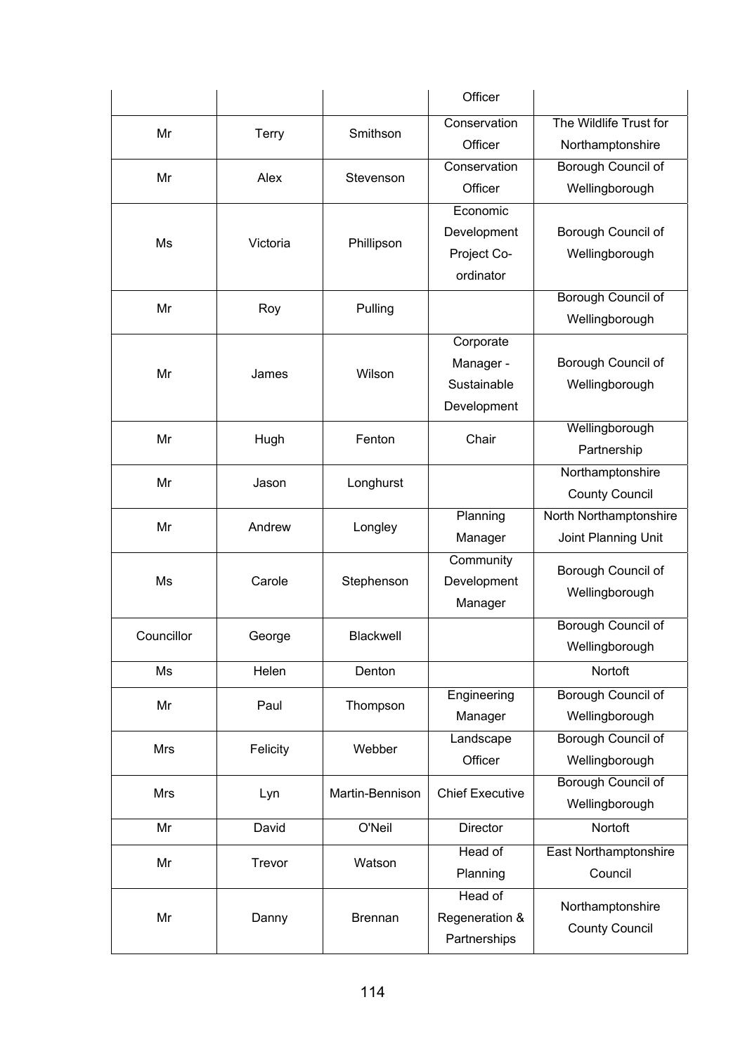| | | | Officer | |
|---|---|---|---|---|
| Mr | Terry | Smithson | Conservation Officer | The Wildlife Trust for Northamptonshire |
| Mr | Alex | Stevenson | Conservation Officer | Borough Council of Wellingborough |
| Ms | Victoria | Phillipson | Economic Development Project Co-ordinator | Borough Council of Wellingborough |
| Mr | Roy | Pulling | | Borough Council of Wellingborough |
| Mr | James | Wilson | Corporate Manager - Sustainable Development | Borough Council of Wellingborough |
| Mr | Hugh | Fenton | Chair | Wellingborough Partnership |
| Mr | Jason | Longhurst | | Northamptonshire County Council |
| Mr | Andrew | Longley | Planning Manager | North Northamptonshire Joint Planning Unit |
| Ms | Carole | Stephenson | Community Development Manager | Borough Council of Wellingborough |
| Councillor | George | Blackwell | | Borough Council of Wellingborough |
| Ms | Helen | Denton | | Nortoft |
| Mr | Paul | Thompson | Engineering Manager | Borough Council of Wellingborough |
| Mrs | Felicity | Webber | Landscape Officer | Borough Council of Wellingborough |
| Mrs | Lyn | Martin-Bennison | Chief Executive | Borough Council of Wellingborough |
| Mr | David | O'Neil | Director | Nortoft |
| Mr | Trevor | Watson | Head of Planning | East Northamptonshire Council |
| Mr | Danny | Brennan | Head of Regeneration & Partnerships | Northamptonshire County Council |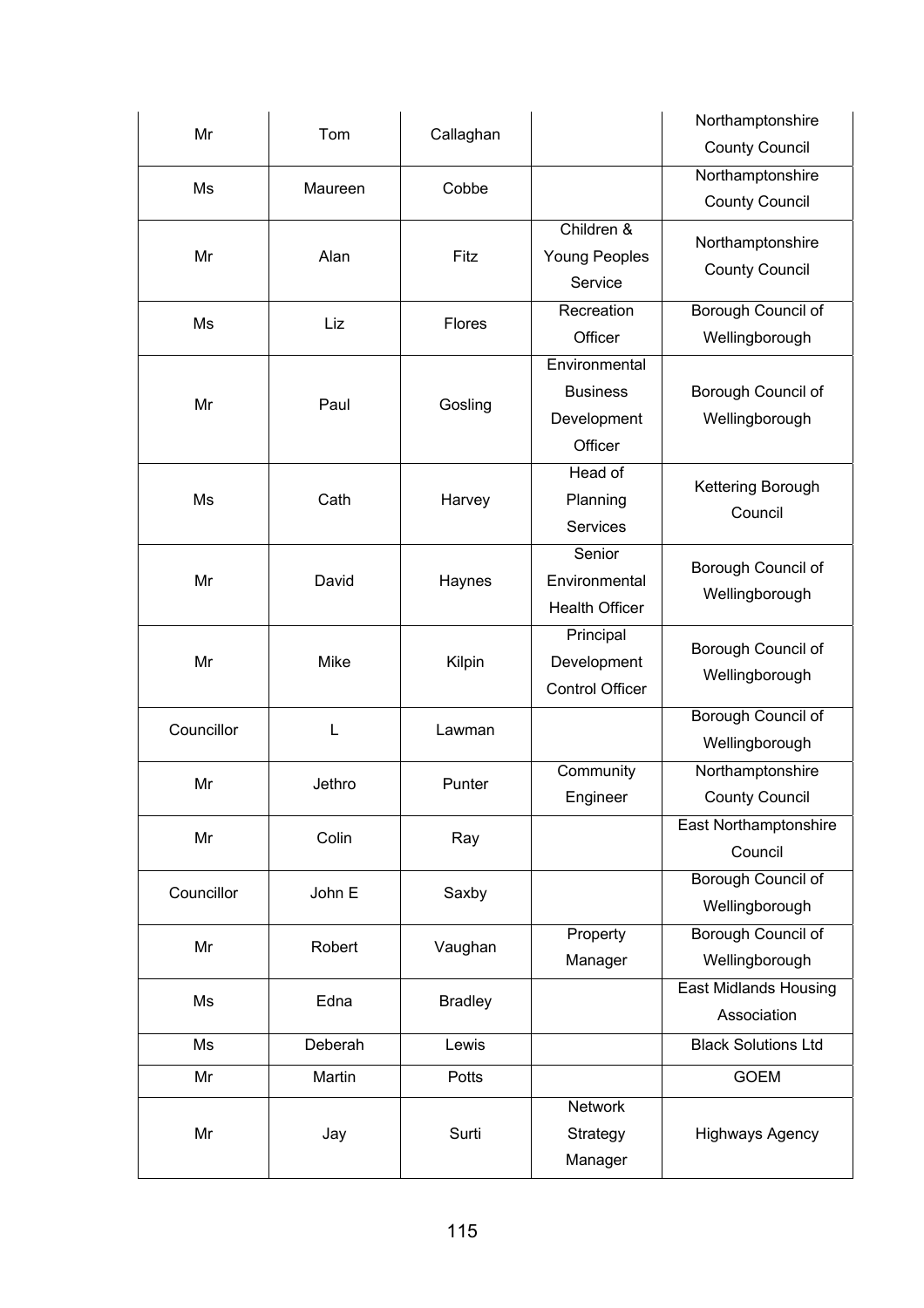| | | | | |
|---|---|---|---|---|
| Mr | Tom | Callaghan | | Northamptonshire County Council |
| Ms | Maureen | Cobbe | | Northamptonshire County Council |
| Mr | Alan | Fitz | Children & Young Peoples Service | Northamptonshire County Council |
| Ms | Liz | Flores | Recreation Officer | Borough Council of Wellingborough |
| Mr | Paul | Gosling | Environmental Business Development Officer | Borough Council of Wellingborough |
| Ms | Cath | Harvey | Head of Planning Services | Kettering Borough Council |
| Mr | David | Haynes | Senior Environmental Health Officer | Borough Council of Wellingborough |
| Mr | Mike | Kilpin | Principal Development Control Officer | Borough Council of Wellingborough |
| Councillor | L | Lawman | | Borough Council of Wellingborough |
| Mr | Jethro | Punter | Community Engineer | Northamptonshire County Council |
| Mr | Colin | Ray | | East Northamptonshire Council |
| Councillor | John E | Saxby | | Borough Council of Wellingborough |
| Mr | Robert | Vaughan | Property Manager | Borough Council of Wellingborough |
| Ms | Edna | Bradley | | East Midlands Housing Association |
| Ms | Deberah | Lewis | | Black Solutions Ltd |
| Mr | Martin | Potts | | GOEM |
| Mr | Jay | Surti | Network Strategy Manager | Highways Agency |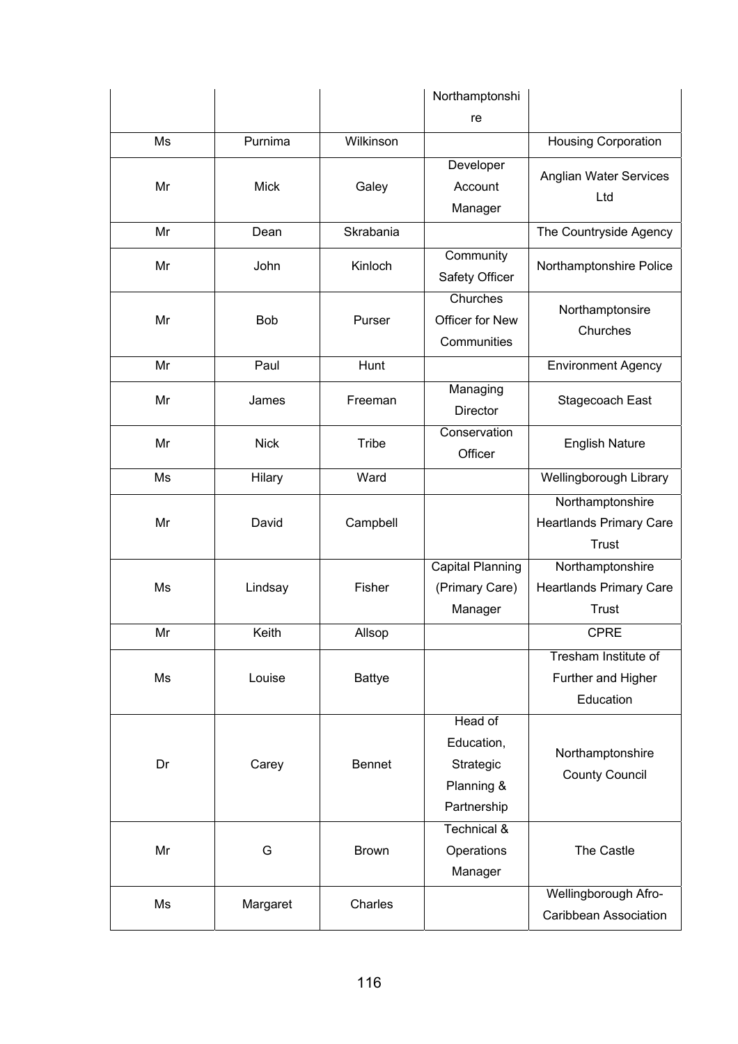| | | | Northamptonshire | |
|---|---|---|---|---|
| Ms | Purnima | Wilkinson | | Housing Corporation |
| Mr | Mick | Galey | Developer Account Manager | Anglian Water Services Ltd |
| Mr | Dean | Skrabania | | The Countryside Agency |
| Mr | John | Kinloch | Community Safety Officer | Northamptonshire Police |
| Mr | Bob | Purser | Churches Officer for New Communities | Northamptonsire Churches |
| Mr | Paul | Hunt | | Environment Agency |
| Mr | James | Freeman | Managing Director | Stagecoach East |
| Mr | Nick | Tribe | Conservation Officer | English Nature |
| Ms | Hilary | Ward | | Wellingborough Library |
| Mr | David | Campbell | | Northamptonshire Heartlands Primary Care Trust |
| Ms | Lindsay | Fisher | Capital Planning (Primary Care) Manager | Northamptonshire Heartlands Primary Care Trust |
| Mr | Keith | Allsop | | CPRE |
| Ms | Louise | Battye | | Tresham Institute of Further and Higher Education |
| Dr | Carey | Bennet | Head of Education, Strategic Planning & Partnership | Northamptonshire County Council |
| Mr | G | Brown | Technical & Operations Manager | The Castle |
| Ms | Margaret | Charles | | Wellingborough Afro-Caribbean Association |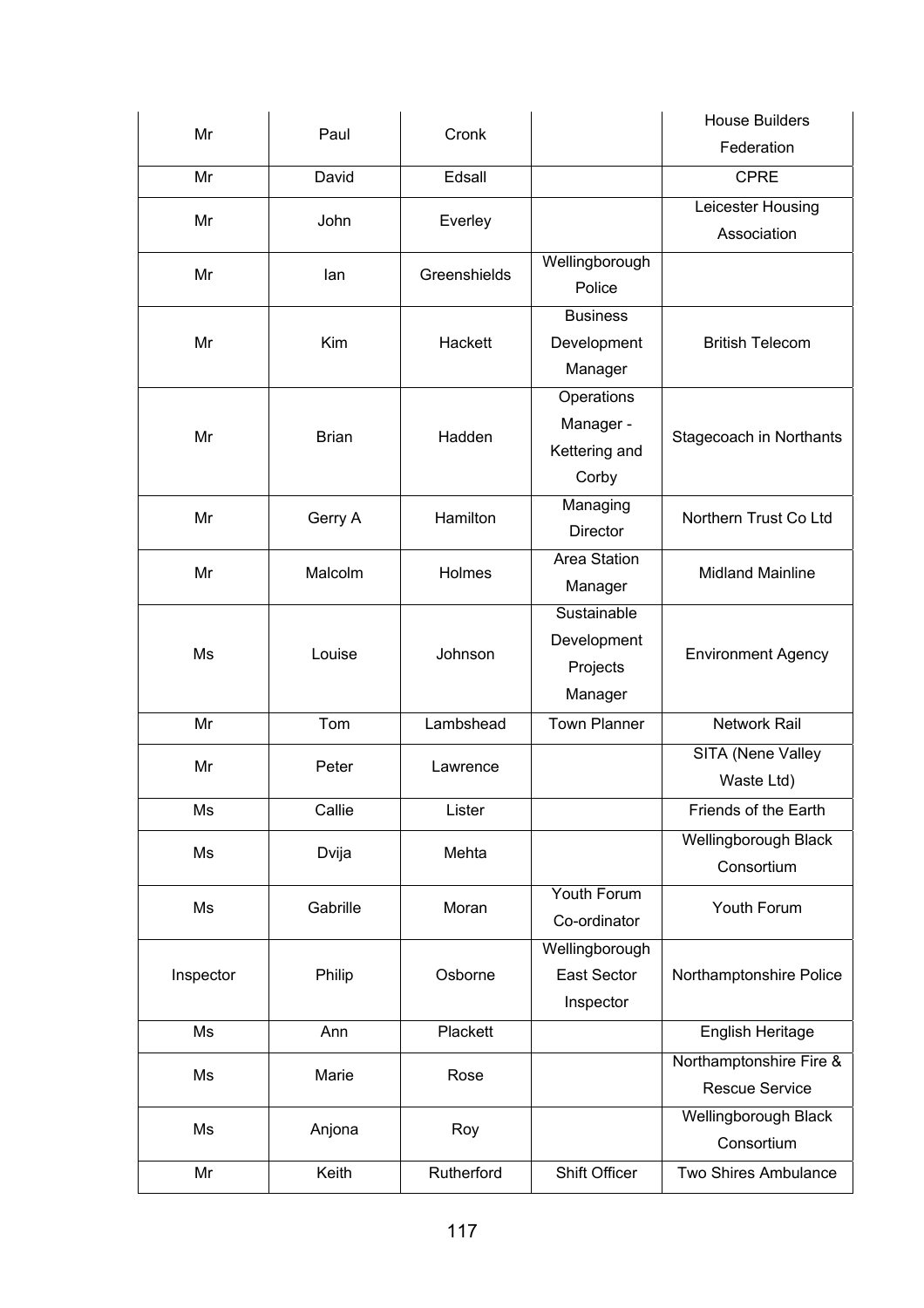| | | | | |
|---|---|---|---|---|
| Mr | Paul | Cronk | | House Builders Federation |
| Mr | David | Edsall | | CPRE |
| Mr | John | Everley | | Leicester Housing Association |
| Mr | Ian | Greenshields | Wellingborough Police | |
| Mr | Kim | Hackett | Business Development Manager | British Telecom |
| Mr | Brian | Hadden | Operations Manager - Kettering and Corby | Stagecoach in Northants |
| Mr | Gerry A | Hamilton | Managing Director | Northern Trust Co Ltd |
| Mr | Malcolm | Holmes | Area Station Manager | Midland Mainline |
| Ms | Louise | Johnson | Sustainable Development Projects Manager | Environment Agency |
| Mr | Tom | Lambshead | Town Planner | Network Rail |
| Mr | Peter | Lawrence | | SITA (Nene Valley Waste Ltd) |
| Ms | Callie | Lister | | Friends of the Earth |
| Ms | Dvija | Mehta | | Wellingborough Black Consortium |
| Ms | Gabrille | Moran | Youth Forum Co-ordinator | Youth Forum |
| Inspector | Philip | Osborne | Wellingborough East Sector Inspector | Northamptonshire Police |
| Ms | Ann | Plackett | | English Heritage |
| Ms | Marie | Rose | | Northamptonshire Fire & Rescue Service |
| Ms | Anjona | Roy | | Wellingborough Black Consortium |
| Mr | Keith | Rutherford | Shift Officer | Two Shires Ambulance |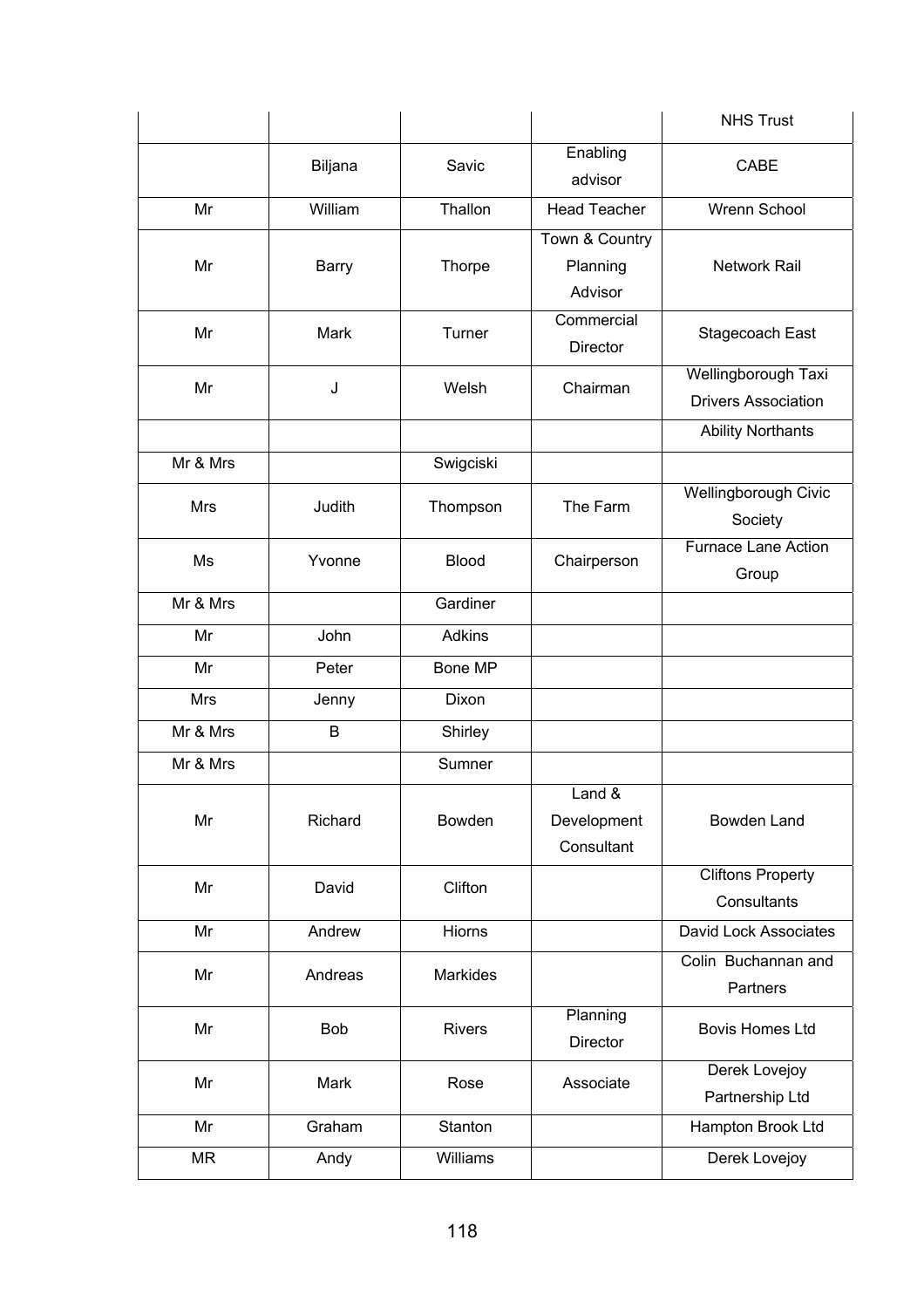| | | | | NHS Trust |
|---|---|---|---|---|
| | Biljana | Savic | Enabling advisor | CABE |
| Mr | William | Thallon | Head Teacher | Wrenn School |
| Mr | Barry | Thorpe | Town & Country Planning Advisor | Network Rail |
| Mr | Mark | Turner | Commercial Director | Stagecoach East |
| Mr | J | Welsh | Chairman | Wellingborough Taxi Drivers Association |
| | | | | Ability Northants |
| Mr & Mrs | | Swigciski | | |
| Mrs | Judith | Thompson | The Farm | Wellingborough Civic Society |
| Ms | Yvonne | Blood | Chairperson | Furnace Lane Action Group |
| Mr & Mrs | | Gardiner | | |
| Mr | John | Adkins | | |
| Mr | Peter | Bone MP | | |
| Mrs | Jenny | Dixon | | |
| Mr & Mrs | B | Shirley | | |
| Mr & Mrs | | Sumner | | |
| Mr | Richard | Bowden | Land & Development Consultant | Bowden Land |
| Mr | David | Clifton | | Cliftons Property Consultants |
| Mr | Andrew | Hiorns | | David Lock Associates |
| Mr | Andreas | Markides | | Colin Buchannan and Partners |
| Mr | Bob | Rivers | Planning Director | Bovis Homes Ltd |
| Mr | Mark | Rose | Associate | Derek Lovejoy Partnership Ltd |
| Mr | Graham | Stanton | | Hampton Brook Ltd |
| MR | Andy | Williams | | Derek Lovejoy |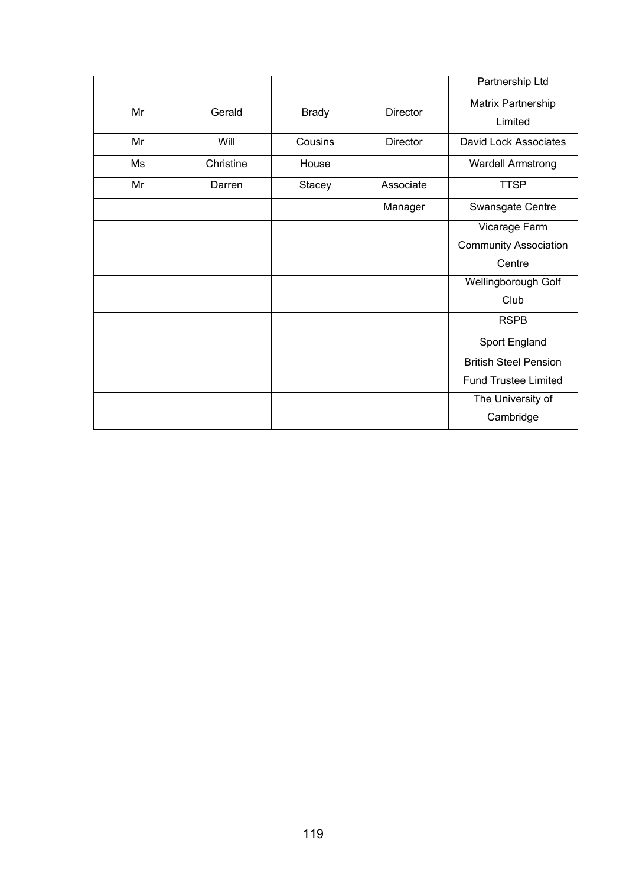| | | | | |
|---|---|---|---|---|
| | | | | Partnership Ltd |
| Mr | Gerald | Brady | Director | Matrix Partnership Limited |
| Mr | Will | Cousins | Director | David Lock Associates |
| Ms | Christine | House | | Wardell Armstrong |
| Mr | Darren | Stacey | Associate | TTSP |
| | | | Manager | Swansgate Centre |
| | | | | Vicarage Farm Community Association Centre |
| | | | | Wellingborough Golf Club |
| | | | | RSPB |
| | | | | Sport England |
| | | | | British Steel Pension Fund Trustee Limited |
| | | | | The University of Cambridge |